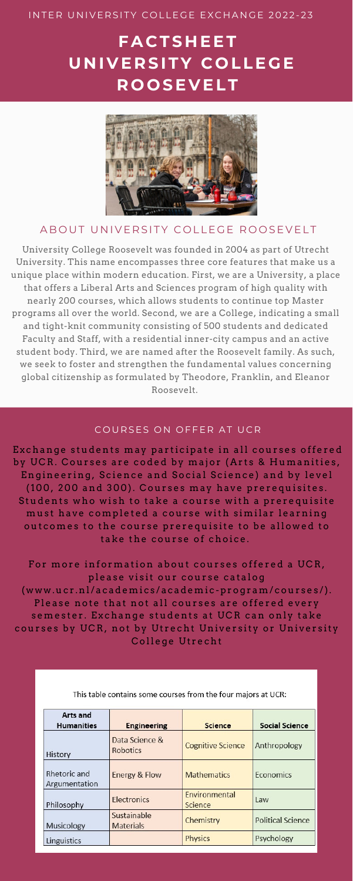INTER UNIVERSITY COLLEGE EXCHANGE 2022-23

# FACTSHEET UNIVERSITY COLLEGE ROOSEVELT

## ABOUT UNIVERSITY COLLEGE ROOSEVELT

University College Roosevelt was founded in 2004 as part of Utrecht University. This name encompasses three core features that make us a unique place within modern education. First, we are a University, a place that offers a Liberal Arts and Sciences program of high quality with nearly 200 courses, which allows students to continue top Master programs all over the world. Second, we are a College, indicating a small and tight-knit community consisting of 500 students and dedicated Faculty and Staff, with a residential inner-city campus and an active student body. Third, we are named after the Roosevelt family. As such, we seek to foster and strengthen the fundamental values concerning global citizenship as formulated by Theodore, Franklin, and Eleanor Roosevelt.

## COURSES ON OFFER AT UCR

Exchange students may participate in all courses offered by UCR. Courses are coded by major (Arts & Humanities, Engineering, Science and Social Science) and by level (100, 200 and 300). Courses may have prerequisites. Students who wish to take a course with a prerequisite must have completed a course with similar learning outcomes to the course prerequisite to be allowed to take the course of choice.

For more information about courses offered a UCR, please visit our course catalog (www.ucr.nl/academics/academic-program/courses/). Please note that not all courses are offered every semester. Exchange students at UCR can only take courses by UCR, not by Utrecht University or University College Utrecht

This table contains some courses from the four majors at UCR:

| Arts and Humanities | Engineering | Science | Social Science |
|---|---|---|---|
| History | Data Science & Robotics | Cognitive Science | Anthropology |
| Rhetoric and Argumentation | Energy & Flow | Mathematics | Economics |
| Philosophy | Electronics | Environmental Science | Law |
| Musicology | Sustainable Materials | Chemistry | Political Science |
| Linguistics | | Physics | Psychology |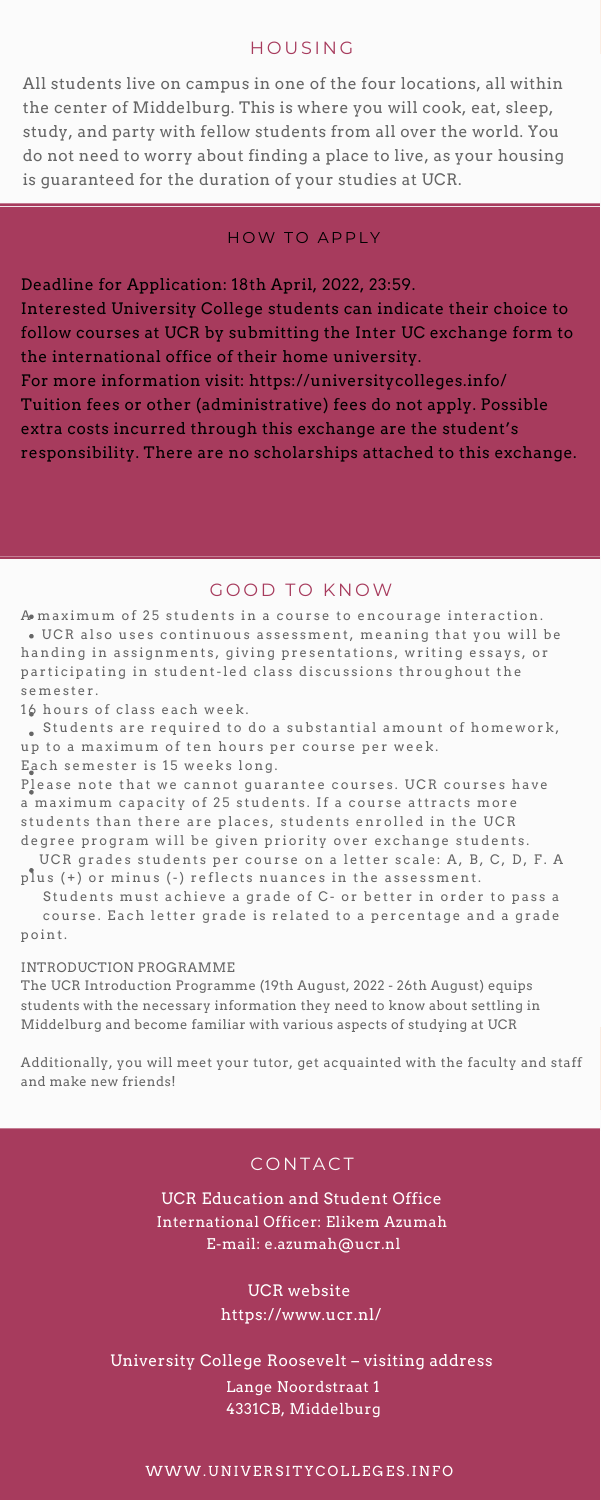## HOUSING

All students live on campus in one of the four locations, all within the center of Middelburg. This is where you will cook, eat, sleep, study, and party with fellow students from all over the world. You do not need to worry about finding a place to live, as your housing is guaranteed for the duration of your studies at UCR.

## HOW TO APPLY

Deadline for Application: 18th April, 2022, 23:59.

Interested University College students can indicate their choice to follow courses at UCR by submitting the Inter UC exchange form to the international office of their home university.

For more information visit: https://universitycolleges.info/

Tuition fees or other (administrative) fees do not apply. Possible extra costs incurred through this exchange are the student's responsibility. There are no scholarships attached to this exchange.

## GOOD TO KNOW

- A maximum of 25 students in a course to encourage interaction.
- UCR also uses continuous assessment, meaning that you will be handing in assignments, giving presentations, writing essays, or participating in student-led class discussions throughout the semester.
- 16 hours of class each week.
- Students are required to do a substantial amount of homework, up to a maximum of ten hours per course per week.
- Each semester is 15 weeks long.
- Please note that we cannot guarantee courses. UCR courses have a maximum capacity of 25 students. If a course attracts more students than there are places, students enrolled in the UCR degree program will be given priority over exchange students.
- UCR grades students per course on a letter scale: A, B, C, D, F. A plus (+) or minus (-) reflects nuances in the assessment.
- Students must achieve a grade of C- or better in order to pass a course. Each letter grade is related to a percentage and a grade point.

INTRODUCTION PROGRAMME

The UCR Introduction Programme (19th August, 2022 - 26th August) equips students with the necessary information they need to know about settling in Middelburg and become familiar with various aspects of studying at UCR

Additionally, you will meet your tutor, get acquainted with the faculty and staff and make new friends!

## CONTACT

UCR Education and Student Office
International Officer: Elikem Azumah
E-mail: e.azumah@ucr.nl

UCR website
https://www.ucr.nl/

University College Roosevelt – visiting address
Lange Noordstraat 1
4331CB, Middelburg

WWW.UNIVERSITYCOLLEGES.INFO